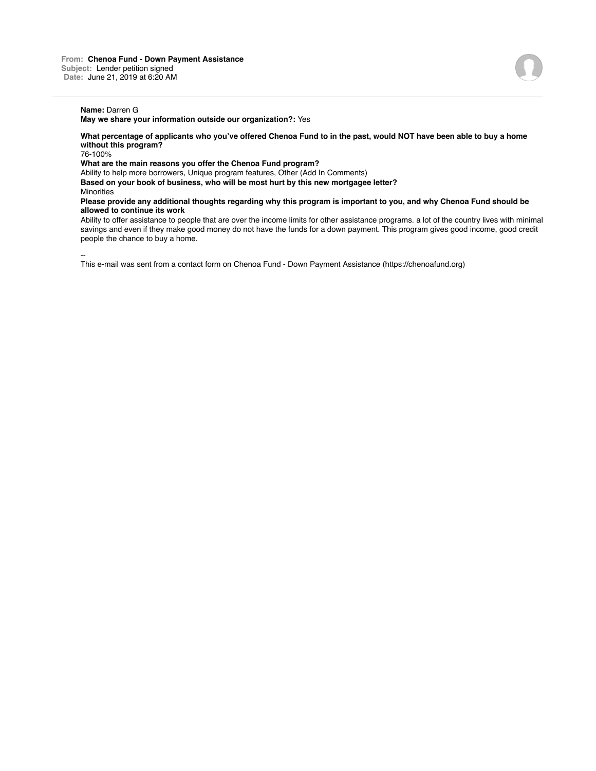**From:** Chenoa Fund - Down Payment Assistance
**Subject:** Lender petition signed
**Date:** June 21, 2019 at 6:20 AM

---

**Name:** Darren G
**May we share your information outside our organization?:** Yes

**What percentage of applicants who you've offered Chenoa Fund to in the past, would NOT have been able to buy a home without this program?**
76-100%

**What are the main reasons you offer the Chenoa Fund program?**
Ability to help more borrowers, Unique program features, Other (Add In Comments)

**Based on your book of business, who will be most hurt by this new mortgagee letter?**
Minorities

**Please provide any additional thoughts regarding why this program is important to you, and why Chenoa Fund should be allowed to continue its work**
Ability to offer assistance to people that are over the income limits for other assistance programs. a lot of the country lives with minimal savings and even if they make good money do not have the funds for a down payment. This program gives good income, good credit people the chance to buy a home.

--
This e-mail was sent from a contact form on Chenoa Fund - Down Payment Assistance (https://chenoafund.org)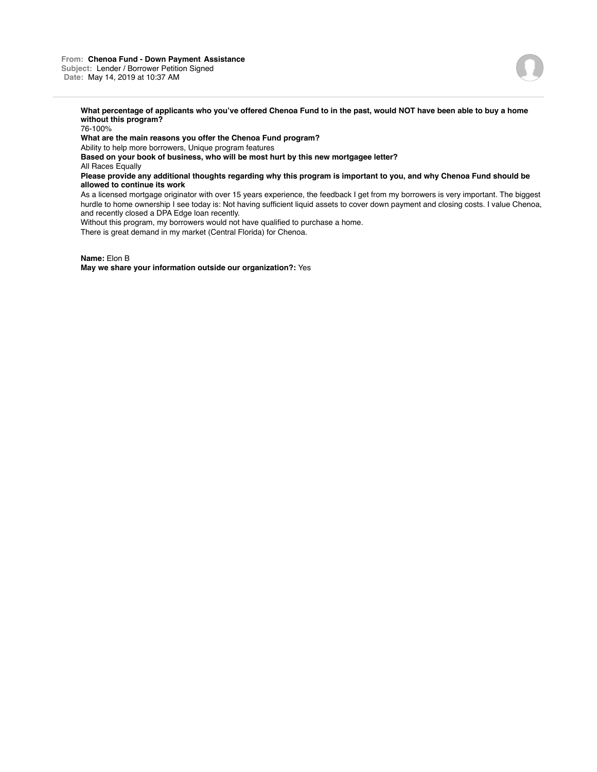**From:** **Chenoa Fund - Down Payment Assistance**
**Subject:** Lender / Borrower Petition Signed
**Date:** May 14, 2019 at 10:37 AM

**What percentage of applicants who you've offered Chenoa Fund to in the past, would NOT have been able to buy a home without this program?**
76-100%

**What are the main reasons you offer the Chenoa Fund program?**
Ability to help more borrowers, Unique program features

**Based on your book of business, who will be most hurt by this new mortgagee letter?**
All Races Equally

**Please provide any additional thoughts regarding why this program is important to you, and why Chenoa Fund should be allowed to continue its work**
As a licensed mortgage originator with over 15 years experience, the feedback I get from my borrowers is very important. The biggest hurdle to home ownership I see today is: Not having sufficient liquid assets to cover down payment and closing costs. I value Chenoa, and recently closed a DPA Edge loan recently.
Without this program, my borrowers would not have qualified to purchase a home.
There is great demand in my market (Central Florida) for Chenoa.

**Name:** Elon B
**May we share your information outside our organization?:** Yes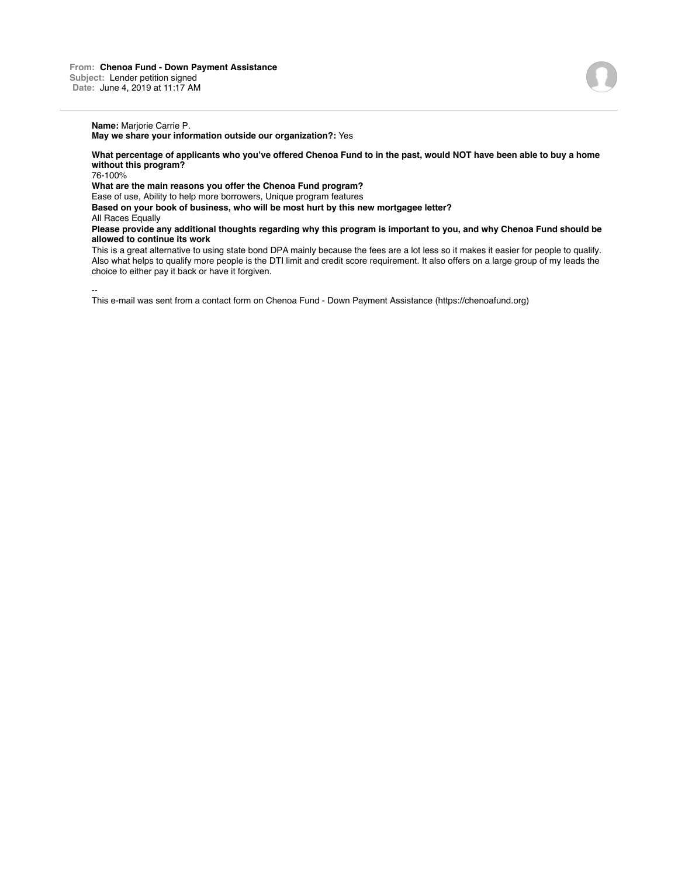**From:** Chenoa Fund - Down Payment Assistance
**Subject:** Lender petition signed
**Date:** June 4, 2019 at 11:17 AM

---

**Name:** Marjorie Carrie P.
**May we share your information outside our organization?:** Yes

**What percentage of applicants who you've offered Chenoa Fund to in the past, would NOT have been able to buy a home without this program?**
76-100%
**What are the main reasons you offer the Chenoa Fund program?**
Ease of use, Ability to help more borrowers, Unique program features
**Based on your book of business, who will be most hurt by this new mortgagee letter?**
All Races Equally
**Please provide any additional thoughts regarding why this program is important to you, and why Chenoa Fund should be allowed to continue its work**
This is a great alternative to using state bond DPA mainly because the fees are a lot less so it makes it easier for people to qualify. Also what helps to qualify more people is the DTI limit and credit score requirement. It also offers on a large group of my leads the choice to either pay it back or have it forgiven.

--
This e-mail was sent from a contact form on Chenoa Fund - Down Payment Assistance (https://chenoafund.org)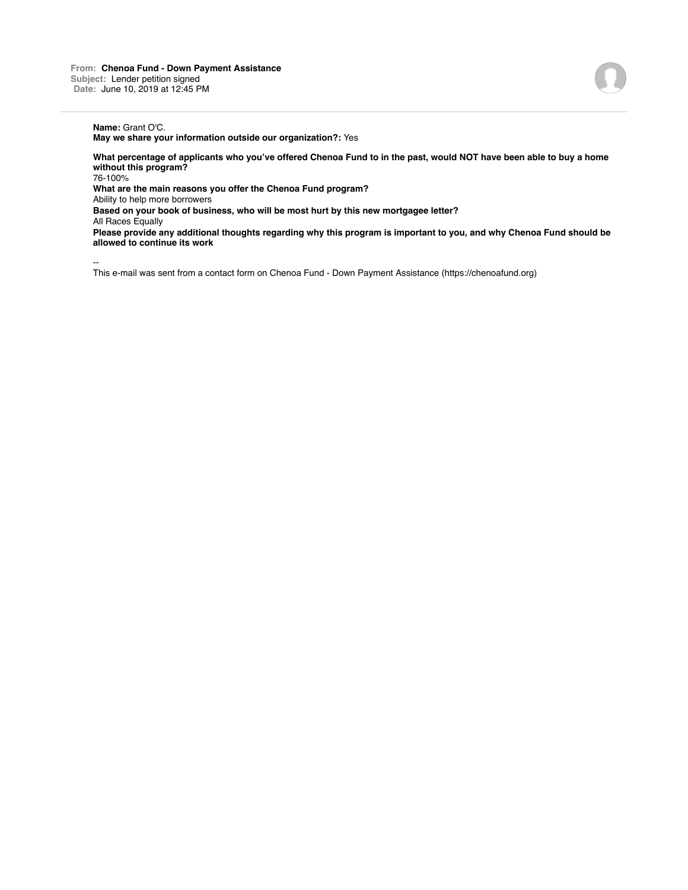**From:** Chenoa Fund - Down Payment Assistance
**Subject:** Lender petition signed
**Date:** June 10, 2019 at 12:45 PM

---

**Name:** Grant O'C.
**May we share your information outside our organization?:** Yes

**What percentage of applicants who you've offered Chenoa Fund to in the past, would NOT have been able to buy a home without this program?**
76-100%
**What are the main reasons you offer the Chenoa Fund program?**
Ability to help more borrowers
**Based on your book of business, who will be most hurt by this new mortgagee letter?**
All Races Equally
**Please provide any additional thoughts regarding why this program is important to you, and why Chenoa Fund should be allowed to continue its work**

--
This e-mail was sent from a contact form on Chenoa Fund - Down Payment Assistance (https://chenoafund.org)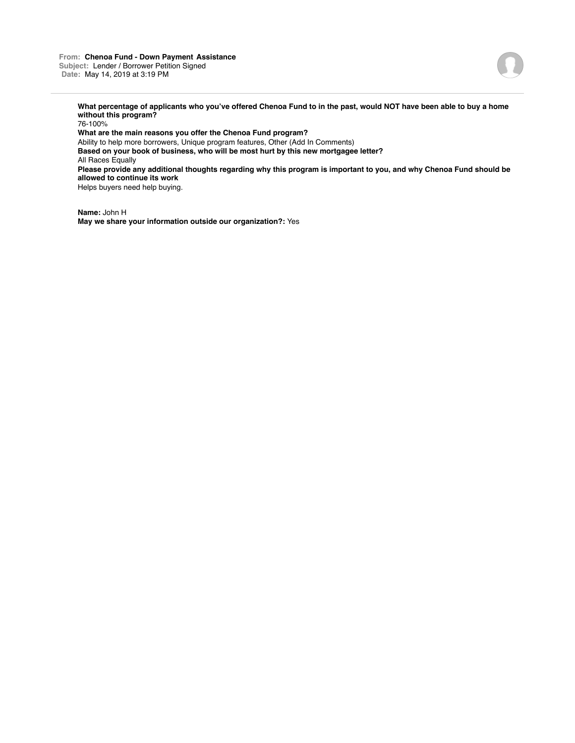**From:** Chenoa Fund - Down Payment Assistance
**Subject:** Lender / Borrower Petition Signed
**Date:** May 14, 2019 at 3:19 PM

**What percentage of applicants who you've offered Chenoa Fund to in the past, would NOT have been able to buy a home without this program?**
76-100%
**What are the main reasons you offer the Chenoa Fund program?**
Ability to help more borrowers, Unique program features, Other (Add In Comments)
**Based on your book of business, who will be most hurt by this new mortgagee letter?**
All Races Equally
**Please provide any additional thoughts regarding why this program is important to you, and why Chenoa Fund should be allowed to continue its work**
Helps buyers need help buying.

**Name:** John H
**May we share your information outside our organization?:** Yes